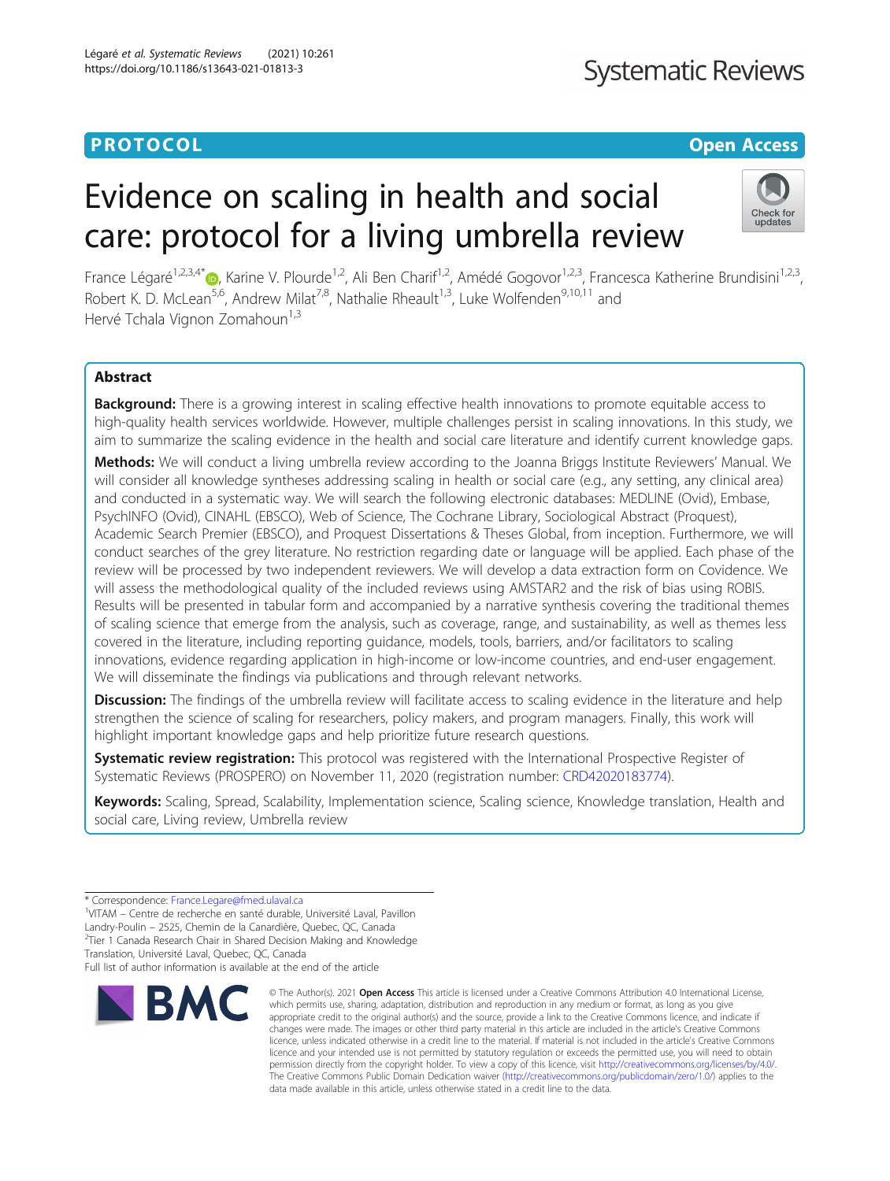PROTOCOL

Open Access

# Evidence on scaling in health and social care: protocol for a living umbrella review

France Légaré[1,2,3,4*], Karine V. Plourde[1,2], Ali Ben Charif[1,2], Amédé Gogovor[1,2,3], Francesca Katherine Brundisini[1,2,3], Robert K. D. McLean[5,6], Andrew Milat[7,8], Nathalie Rheault[1,3], Luke Wolfenden[9,10,11] and Hervé Tchala Vignon Zomahoun[1,3]

## Abstract

**Background:** There is a growing interest in scaling effective health innovations to promote equitable access to high-quality health services worldwide. However, multiple challenges persist in scaling innovations. In this study, we aim to summarize the scaling evidence in the health and social care literature and identify current knowledge gaps.

**Methods:** We will conduct a living umbrella review according to the Joanna Briggs Institute Reviewers' Manual. We will consider all knowledge syntheses addressing scaling in health or social care (e.g., any setting, any clinical area) and conducted in a systematic way. We will search the following electronic databases: MEDLINE (Ovid), Embase, PsychINFO (Ovid), CINAHL (EBSCO), Web of Science, The Cochrane Library, Sociological Abstract (Proquest), Academic Search Premier (EBSCO), and Proquest Dissertations & Theses Global, from inception. Furthermore, we will conduct searches of the grey literature. No restriction regarding date or language will be applied. Each phase of the review will be processed by two independent reviewers. We will develop a data extraction form on Covidence. We will assess the methodological quality of the included reviews using AMSTAR2 and the risk of bias using ROBIS. Results will be presented in tabular form and accompanied by a narrative synthesis covering the traditional themes of scaling science that emerge from the analysis, such as coverage, range, and sustainability, as well as themes less covered in the literature, including reporting guidance, models, tools, barriers, and/or facilitators to scaling innovations, evidence regarding application in high-income or low-income countries, and end-user engagement. We will disseminate the findings via publications and through relevant networks.

**Discussion:** The findings of the umbrella review will facilitate access to scaling evidence in the literature and help strengthen the science of scaling for researchers, policy makers, and program managers. Finally, this work will highlight important knowledge gaps and help prioritize future research questions.

**Systematic review registration:** This protocol was registered with the International Prospective Register of Systematic Reviews (PROSPERO) on November 11, 2020 (registration number: CRD42020183774).

**Keywords:** Scaling, Spread, Scalability, Implementation science, Scaling science, Knowledge translation, Health and social care, Living review, Umbrella review

\* Correspondence: France.Legare@fmed.ulaval.ca
[1]VITAM – Centre de recherche en santé durable, Université Laval, Pavillon Landry-Poulin – 2525, Chemin de la Canardière, Quebec, QC, Canada
[2]Tier 1 Canada Research Chair in Shared Decision Making and Knowledge Translation, Université Laval, Quebec, QC, Canada
Full list of author information is available at the end of the article

© The Author(s). 2021 **Open Access** This article is licensed under a Creative Commons Attribution 4.0 International License, which permits use, sharing, adaptation, distribution and reproduction in any medium or format, as long as you give appropriate credit to the original author(s) and the source, provide a link to the Creative Commons licence, and indicate if changes were made. The images or other third party material in this article are included in the article's Creative Commons licence, unless indicated otherwise in a credit line to the material. If material is not included in the article's Creative Commons licence and your intended use is not permitted by statutory regulation or exceeds the permitted use, you will need to obtain permission directly from the copyright holder. To view a copy of this licence, visit http://creativecommons.org/licenses/by/4.0/. The Creative Commons Public Domain Dedication waiver (http://creativecommons.org/publicdomain/zero/1.0/) applies to the data made available in this article, unless otherwise stated in a credit line to the data.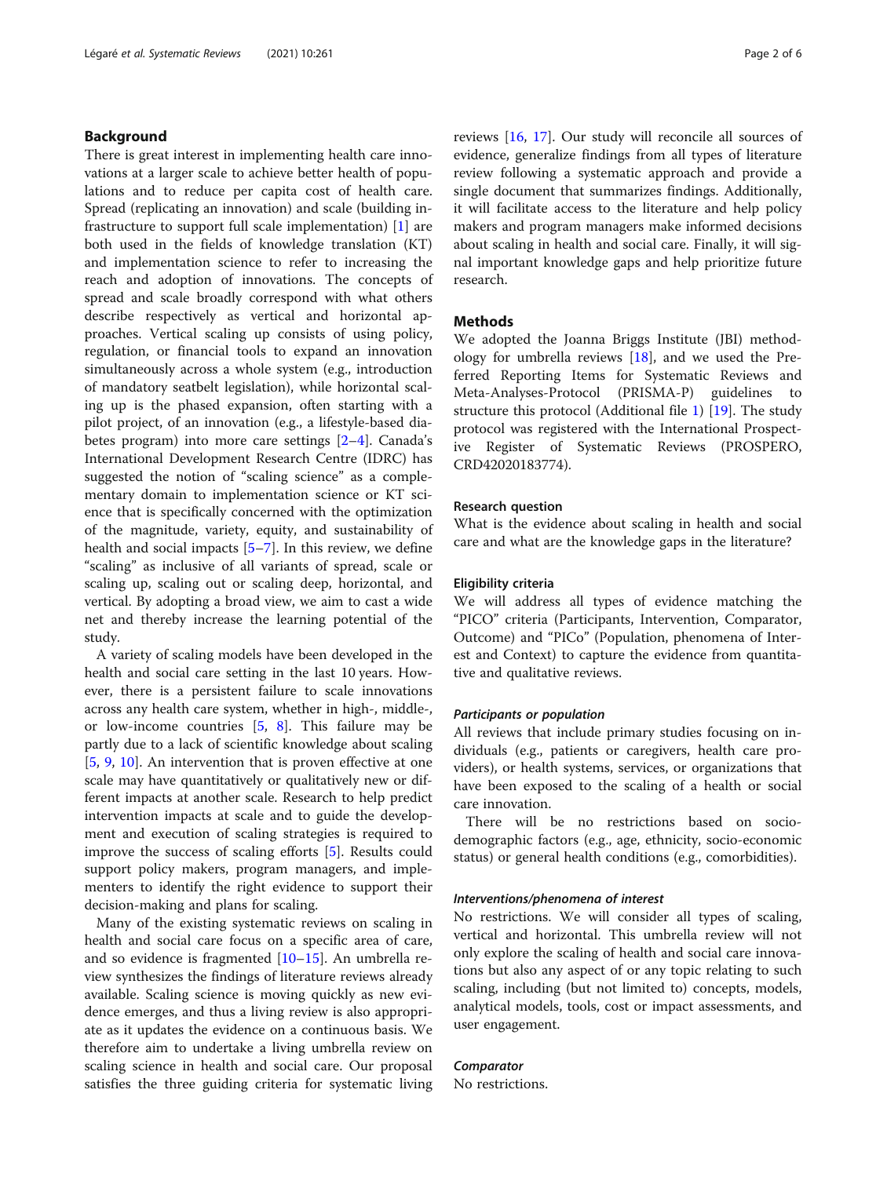## Background

There is great interest in implementing health care innovations at a larger scale to achieve better health of populations and to reduce per capita cost of health care. Spread (replicating an innovation) and scale (building infrastructure to support full scale implementation) [1] are both used in the fields of knowledge translation (KT) and implementation science to refer to increasing the reach and adoption of innovations. The concepts of spread and scale broadly correspond with what others describe respectively as vertical and horizontal approaches. Vertical scaling up consists of using policy, regulation, or financial tools to expand an innovation simultaneously across a whole system (e.g., introduction of mandatory seatbelt legislation), while horizontal scaling up is the phased expansion, often starting with a pilot project, of an innovation (e.g., a lifestyle-based diabetes program) into more care settings [2–4]. Canada's International Development Research Centre (IDRC) has suggested the notion of "scaling science" as a complementary domain to implementation science or KT science that is specifically concerned with the optimization of the magnitude, variety, equity, and sustainability of health and social impacts [5–7]. In this review, we define "scaling" as inclusive of all variants of spread, scale or scaling up, scaling out or scaling deep, horizontal, and vertical. By adopting a broad view, we aim to cast a wide net and thereby increase the learning potential of the study.

A variety of scaling models have been developed in the health and social care setting in the last 10 years. However, there is a persistent failure to scale innovations across any health care system, whether in high-, middle-, or low-income countries [5, 8]. This failure may be partly due to a lack of scientific knowledge about scaling [5, 9, 10]. An intervention that is proven effective at one scale may have quantitatively or qualitatively new or different impacts at another scale. Research to help predict intervention impacts at scale and to guide the development and execution of scaling strategies is required to improve the success of scaling efforts [5]. Results could support policy makers, program managers, and implementers to identify the right evidence to support their decision-making and plans for scaling.

Many of the existing systematic reviews on scaling in health and social care focus on a specific area of care, and so evidence is fragmented [10–15]. An umbrella review synthesizes the findings of literature reviews already available. Scaling science is moving quickly as new evidence emerges, and thus a living review is also appropriate as it updates the evidence on a continuous basis. We therefore aim to undertake a living umbrella review on scaling science in health and social care. Our proposal satisfies the three guiding criteria for systematic living reviews [16, 17]. Our study will reconcile all sources of evidence, generalize findings from all types of literature review following a systematic approach and provide a single document that summarizes findings. Additionally, it will facilitate access to the literature and help policy makers and program managers make informed decisions about scaling in health and social care. Finally, it will signal important knowledge gaps and help prioritize future research.

## Methods

We adopted the Joanna Briggs Institute (JBI) methodology for umbrella reviews [18], and we used the Preferred Reporting Items for Systematic Reviews and Meta-Analyses-Protocol (PRISMA-P) guidelines to structure this protocol (Additional file 1) [19]. The study protocol was registered with the International Prospective Register of Systematic Reviews (PROSPERO, CRD42020183774).

### Research question

What is the evidence about scaling in health and social care and what are the knowledge gaps in the literature?

### Eligibility criteria

We will address all types of evidence matching the "PICO" criteria (Participants, Intervention, Comparator, Outcome) and "PICo" (Population, phenomena of Interest and Context) to capture the evidence from quantitative and qualitative reviews.

#### *Participants or population*

All reviews that include primary studies focusing on individuals (e.g., patients or caregivers, health care providers), or health systems, services, or organizations that have been exposed to the scaling of a health or social care innovation.

There will be no restrictions based on socio-demographic factors (e.g., age, ethnicity, socio-economic status) or general health conditions (e.g., comorbidities).

#### *Interventions/phenomena of interest*

No restrictions. We will consider all types of scaling, vertical and horizontal. This umbrella review will not only explore the scaling of health and social care innovations but also any aspect of or any topic relating to such scaling, including (but not limited to) concepts, models, analytical models, tools, cost or impact assessments, and user engagement.

#### *Comparator*

No restrictions.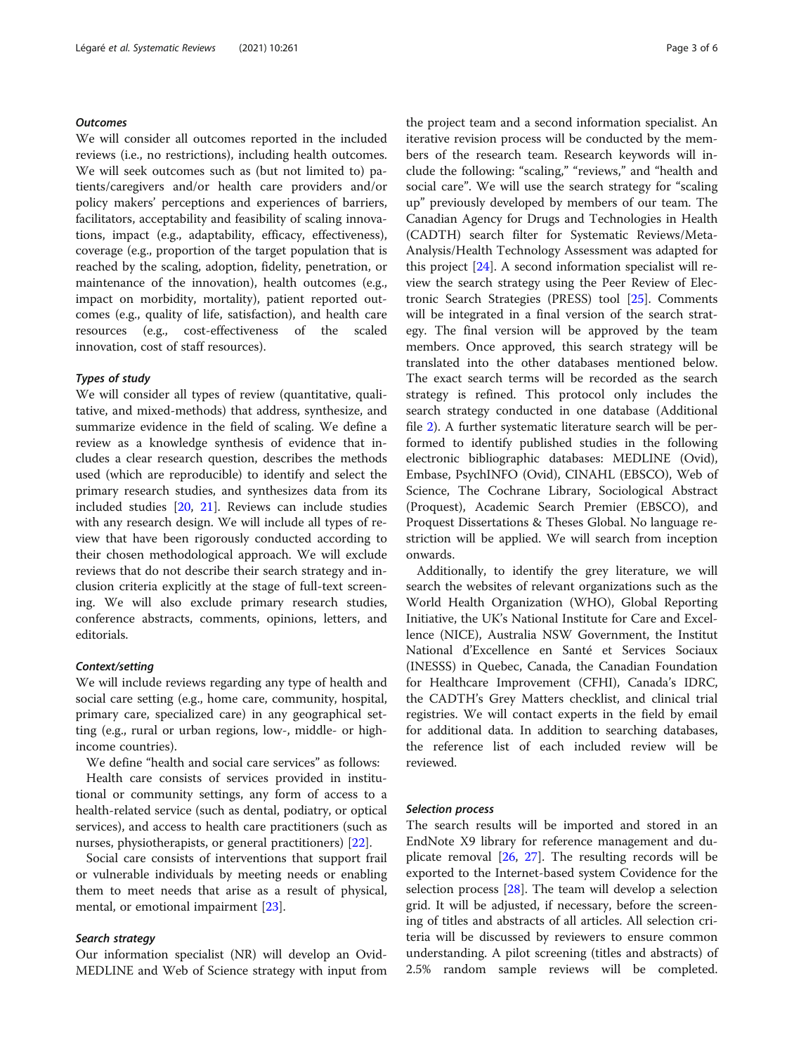#### *Outcomes*

We will consider all outcomes reported in the included reviews (i.e., no restrictions), including health outcomes. We will seek outcomes such as (but not limited to) patients/caregivers and/or health care providers and/or policy makers' perceptions and experiences of barriers, facilitators, acceptability and feasibility of scaling innovations, impact (e.g., adaptability, efficacy, effectiveness), coverage (e.g., proportion of the target population that is reached by the scaling, adoption, fidelity, penetration, or maintenance of the innovation), health outcomes (e.g., impact on morbidity, mortality), patient reported outcomes (e.g., quality of life, satisfaction), and health care resources (e.g., cost-effectiveness of the scaled innovation, cost of staff resources).

#### *Types of study*

We will consider all types of review (quantitative, qualitative, and mixed-methods) that address, synthesize, and summarize evidence in the field of scaling. We define a review as a knowledge synthesis of evidence that includes a clear research question, describes the methods used (which are reproducible) to identify and select the primary research studies, and synthesizes data from its included studies [20, 21]. Reviews can include studies with any research design. We will include all types of review that have been rigorously conducted according to their chosen methodological approach. We will exclude reviews that do not describe their search strategy and inclusion criteria explicitly at the stage of full-text screening. We will also exclude primary research studies, conference abstracts, comments, opinions, letters, and editorials.

#### *Context/setting*

We will include reviews regarding any type of health and social care setting (e.g., home care, community, hospital, primary care, specialized care) in any geographical setting (e.g., rural or urban regions, low-, middle- or high-income countries).

We define "health and social care services" as follows:

Health care consists of services provided in institutional or community settings, any form of access to a health-related service (such as dental, podiatry, or optical services), and access to health care practitioners (such as nurses, physiotherapists, or general practitioners) [22].

Social care consists of interventions that support frail or vulnerable individuals by meeting needs or enabling them to meet needs that arise as a result of physical, mental, or emotional impairment [23].

#### *Search strategy*

Our information specialist (NR) will develop an Ovid-MEDLINE and Web of Science strategy with input from the project team and a second information specialist. An iterative revision process will be conducted by the members of the research team. Research keywords will include the following: "scaling," "reviews," and "health and social care". We will use the search strategy for "scaling up" previously developed by members of our team. The Canadian Agency for Drugs and Technologies in Health (CADTH) search filter for Systematic Reviews/Meta-Analysis/Health Technology Assessment was adapted for this project [24]. A second information specialist will review the search strategy using the Peer Review of Electronic Search Strategies (PRESS) tool [25]. Comments will be integrated in a final version of the search strategy. The final version will be approved by the team members. Once approved, this search strategy will be translated into the other databases mentioned below. The exact search terms will be recorded as the search strategy is refined. This protocol only includes the search strategy conducted in one database (Additional file 2). A further systematic literature search will be performed to identify published studies in the following electronic bibliographic databases: MEDLINE (Ovid), Embase, PsychINFO (Ovid), CINAHL (EBSCO), Web of Science, The Cochrane Library, Sociological Abstract (Proquest), Academic Search Premier (EBSCO), and Proquest Dissertations & Theses Global. No language restriction will be applied. We will search from inception onwards.

Additionally, to identify the grey literature, we will search the websites of relevant organizations such as the World Health Organization (WHO), Global Reporting Initiative, the UK's National Institute for Care and Excellence (NICE), Australia NSW Government, the Institut National d'Excellence en Santé et Services Sociaux (INESSS) in Quebec, Canada, the Canadian Foundation for Healthcare Improvement (CFHI), Canada's IDRC, the CADTH's Grey Matters checklist, and clinical trial registries. We will contact experts in the field by email for additional data. In addition to searching databases, the reference list of each included review will be reviewed.

#### *Selection process*

The search results will be imported and stored in an EndNote X9 library for reference management and duplicate removal [26, 27]. The resulting records will be exported to the Internet-based system Covidence for the selection process [28]. The team will develop a selection grid. It will be adjusted, if necessary, before the screening of titles and abstracts of all articles. All selection criteria will be discussed by reviewers to ensure common understanding. A pilot screening (titles and abstracts) of 2.5% random sample reviews will be completed.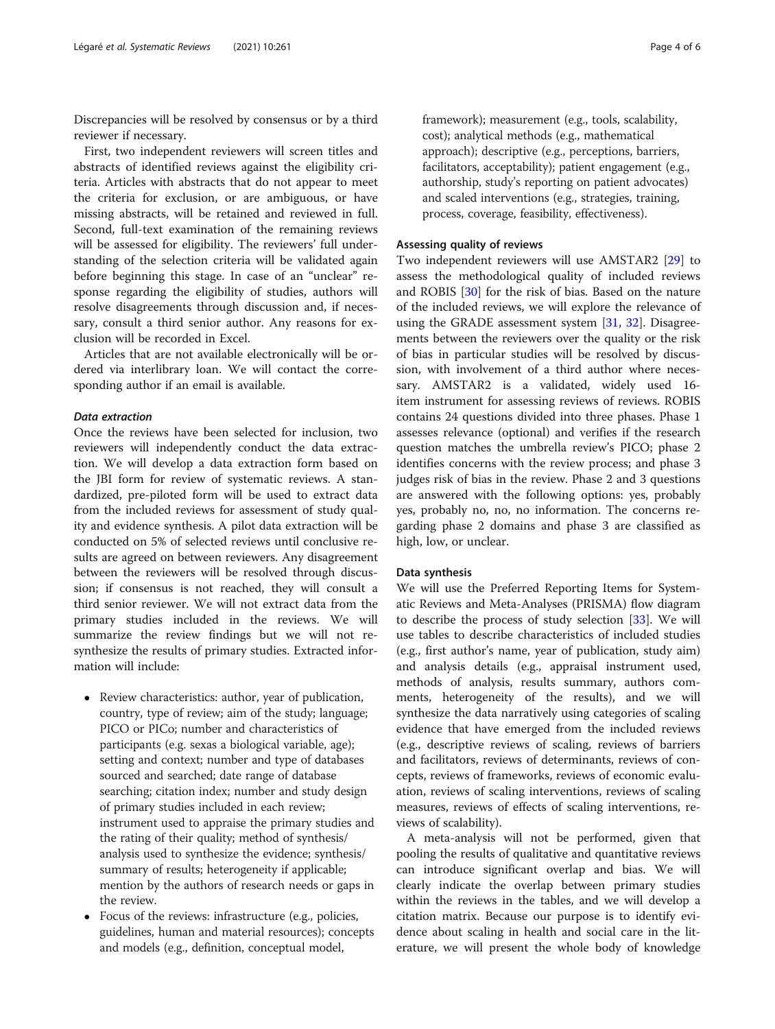Discrepancies will be resolved by consensus or by a third reviewer if necessary.

First, two independent reviewers will screen titles and abstracts of identified reviews against the eligibility criteria. Articles with abstracts that do not appear to meet the criteria for exclusion, or are ambiguous, or have missing abstracts, will be retained and reviewed in full. Second, full-text examination of the remaining reviews will be assessed for eligibility. The reviewers' full understanding of the selection criteria will be validated again before beginning this stage. In case of an "unclear" response regarding the eligibility of studies, authors will resolve disagreements through discussion and, if necessary, consult a third senior author. Any reasons for exclusion will be recorded in Excel.

Articles that are not available electronically will be ordered via interlibrary loan. We will contact the corresponding author if an email is available.

#### *Data extraction*

Once the reviews have been selected for inclusion, two reviewers will independently conduct the data extraction. We will develop a data extraction form based on the JBI form for review of systematic reviews. A standardized, pre-piloted form will be used to extract data from the included reviews for assessment of study quality and evidence synthesis. A pilot data extraction will be conducted on 5% of selected reviews until conclusive results are agreed on between reviewers. Any disagreement between the reviewers will be resolved through discussion; if consensus is not reached, they will consult a third senior reviewer. We will not extract data from the primary studies included in the reviews. We will summarize the review findings but we will not re-synthesize the results of primary studies. Extracted information will include:

- Review characteristics: author, year of publication, country, type of review; aim of the study; language; PICO or PICo; number and characteristics of participants (e.g. sexas a biological variable, age); setting and context; number and type of databases sourced and searched; date range of database searching; citation index; number and study design of primary studies included in each review; instrument used to appraise the primary studies and the rating of their quality; method of synthesis/analysis used to synthesize the evidence; synthesis/summary of results; heterogeneity if applicable; mention by the authors of research needs or gaps in the review.
- Focus of the reviews: infrastructure (e.g., policies, guidelines, human and material resources); concepts and models (e.g., definition, conceptual model, framework); measurement (e.g., tools, scalability, cost); analytical methods (e.g., mathematical approach); descriptive (e.g., perceptions, barriers, facilitators, acceptability); patient engagement (e.g., authorship, study's reporting on patient advocates) and scaled interventions (e.g., strategies, training, process, coverage, feasibility, effectiveness).

### Assessing quality of reviews

Two independent reviewers will use AMSTAR2 [29] to assess the methodological quality of included reviews and ROBIS [30] for the risk of bias. Based on the nature of the included reviews, we will explore the relevance of using the GRADE assessment system [31, 32]. Disagreements between the reviewers over the quality or the risk of bias in particular studies will be resolved by discussion, with involvement of a third author where necessary. AMSTAR2 is a validated, widely used 16-item instrument for assessing reviews of reviews. ROBIS contains 24 questions divided into three phases. Phase 1 assesses relevance (optional) and verifies if the research question matches the umbrella review's PICO; phase 2 identifies concerns with the review process; and phase 3 judges risk of bias in the review. Phase 2 and 3 questions are answered with the following options: yes, probably yes, probably no, no, no information. The concerns regarding phase 2 domains and phase 3 are classified as high, low, or unclear.

### Data synthesis

We will use the Preferred Reporting Items for Systematic Reviews and Meta-Analyses (PRISMA) flow diagram to describe the process of study selection [33]. We will use tables to describe characteristics of included studies (e.g., first author's name, year of publication, study aim) and analysis details (e.g., appraisal instrument used, methods of analysis, results summary, authors comments, heterogeneity of the results), and we will synthesize the data narratively using categories of scaling evidence that have emerged from the included reviews (e.g., descriptive reviews of scaling, reviews of barriers and facilitators, reviews of determinants, reviews of concepts, reviews of frameworks, reviews of economic evaluation, reviews of scaling interventions, reviews of scaling measures, reviews of effects of scaling interventions, reviews of scalability).

A meta-analysis will not be performed, given that pooling the results of qualitative and quantitative reviews can introduce significant overlap and bias. We will clearly indicate the overlap between primary studies within the reviews in the tables, and we will develop a citation matrix. Because our purpose is to identify evidence about scaling in health and social care in the literature, we will present the whole body of knowledge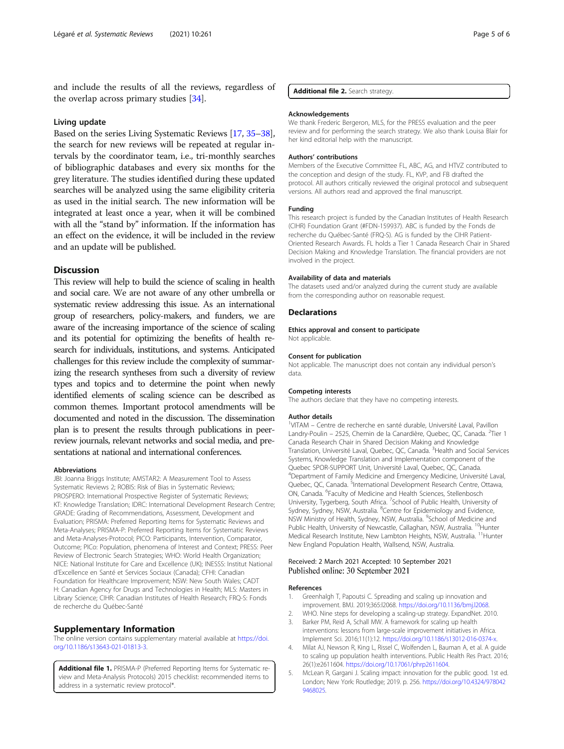and include the results of all the reviews, regardless of the overlap across primary studies [34].

### Living update

Based on the series Living Systematic Reviews [17, 35–38], the search for new reviews will be repeated at regular intervals by the coordinator team, i.e., tri-monthly searches of bibliographic databases and every six months for the grey literature. The studies identified during these updated searches will be analyzed using the same eligibility criteria as used in the initial search. The new information will be integrated at least once a year, when it will be combined with all the "stand by" information. If the information has an effect on the evidence, it will be included in the review and an update will be published.

## Discussion

This review will help to build the science of scaling in health and social care. We are not aware of any other umbrella or systematic review addressing this issue. As an international group of researchers, policy-makers, and funders, we are aware of the increasing importance of the science of scaling and its potential for optimizing the benefits of health research for individuals, institutions, and systems. Anticipated challenges for this review include the complexity of summarizing the research syntheses from such a diversity of review types and topics and to determine the point when newly identified elements of scaling science can be described as common themes. Important protocol amendments will be documented and noted in the discussion. The dissemination plan is to present the results through publications in peer-review journals, relevant networks and social media, and presentations at national and international conferences.

#### Abbreviations

JBI: Joanna Briggs Institute; AMSTAR2: A Measurement Tool to Assess Systematic Reviews 2; ROBIS: Risk of Bias in Systematic Reviews; PROSPERO: International Prospective Register of Systematic Reviews; KT: Knowledge Translation; IDRC: International Development Research Centre; GRADE: Grading of Recommendations, Assessment, Development and Evaluation; PRISMA: Preferred Reporting Items for Systematic Reviews and Meta-Analyses; PRISMA-P: Preferred Reporting Items for Systematic Reviews and Meta-Analyses-Protocol; PICO: Participants, Intervention, Comparator, Outcome; PICo: Population, phenomena of Interest and Context; PRESS: Peer Review of Electronic Search Strategies; WHO: World Health Organization; NICE: National Institute for Care and Excellence (UK); INESSS: Institut National d'Excellence en Santé et Services Sociaux (Canada); CFHI: Canadian Foundation for Healthcare Improvement; NSW: New South Wales; CADTH: Canadian Agency for Drugs and Technologies in Health; MLS: Masters in Library Science; CIHR: Canadian Institutes of Health Research; FRQ-S: Fonds de recherche du Québec-Santé

## Supplementary Information

The online version contains supplementary material available at https://doi.org/10.1186/s13643-021-01813-3.

**Additional file 1.** PRISMA-P (Preferred Reporting Items for Systematic review and Meta-Analysis Protocols) 2015 checklist: recommended items to address in a systematic review protocol*.

**Additional file 2.** Search strategy.

#### Acknowledgements

We thank Frederic Bergeron, MLS, for the PRESS evaluation and the peer review and for performing the search strategy. We also thank Louisa Blair for her kind editorial help with the manuscript.

#### Authors' contributions

Members of the Executive Committee FL, ABC, AG, and HTVZ contributed to the conception and design of the study. FL, KVP, and FB drafted the protocol. All authors critically reviewed the original protocol and subsequent versions. All authors read and approved the final manuscript.

#### Funding

This research project is funded by the Canadian Institutes of Health Research (CIHR) Foundation Grant (#FDN-159937). ABC is funded by the Fonds de recherche du Québec-Santé (FRQ-S). AG is funded by the CIHR Patient-Oriented Research Awards. FL holds a Tier 1 Canada Research Chair in Shared Decision Making and Knowledge Translation. The financial providers are not involved in the project.

#### Availability of data and materials

The datasets used and/or analyzed during the current study are available from the corresponding author on reasonable request.

## Declarations

#### Ethics approval and consent to participate

Not applicable.

#### Consent for publication

Not applicable. The manuscript does not contain any individual person's data.

#### Competing interests

The authors declare that they have no competing interests.

#### Author details

[1]VITAM – Centre de recherche en santé durable, Université Laval, Pavillon Landry-Poulin – 2525, Chemin de la Canardière, Quebec, QC, Canada. [2]Tier 1 Canada Research Chair in Shared Decision Making and Knowledge Translation, Université Laval, Quebec, QC, Canada. [3]Health and Social Services Systems, Knowledge Translation and Implementation component of the Quebec SPOR-SUPPORT Unit, Université Laval, Quebec, QC, Canada. [4]Department of Family Medicine and Emergency Medicine, Université Laval, Quebec, QC, Canada. [5]International Development Research Centre, Ottawa, ON, Canada. [6]Faculty of Medicine and Health Sciences, Stellenbosch University, Tygerberg, South Africa. [7]School of Public Health, University of Sydney, Sydney, NSW, Australia. [8]Centre for Epidemiology and Evidence, NSW Ministry of Health, Sydney, NSW, Australia. [9]School of Medicine and Public Health, University of Newcastle, Callaghan, NSW, Australia. [10]Hunter Medical Research Institute, New Lambton Heights, NSW, Australia. [11]Hunter New England Population Health, Wallsend, NSW, Australia.

Received: 2 March 2021 Accepted: 10 September 2021
Published online: 30 September 2021

#### References

1. Greenhalgh T, Papoutsi C. Spreading and scaling up innovation and improvement. BMJ. 2019;365:l2068. https://doi.org/10.1136/bmj.l2068.
2. WHO. Nine steps for developing a scaling-up strategy. ExpandNet. 2010.
3. Barker PM, Reid A, Schall MW. A framework for scaling up health interventions: lessons from large-scale improvement initiatives in Africa. Implement Sci. 2016;11(1):12. https://doi.org/10.1186/s13012-016-0374-x.
4. Milat AJ, Newson R, King L, Rissel C, Wolfenden L, Bauman A, et al. A guide to scaling up population health interventions. Public Health Res Pract. 2016; 26(1):e2611604. https://doi.org/10.17061/phrp2611604.
5. McLean R, Gargani J. Scaling impact: innovation for the public good. 1st ed. London; New York: Routledge; 2019. p. 256. https://doi.org/10.4324/9780429468025.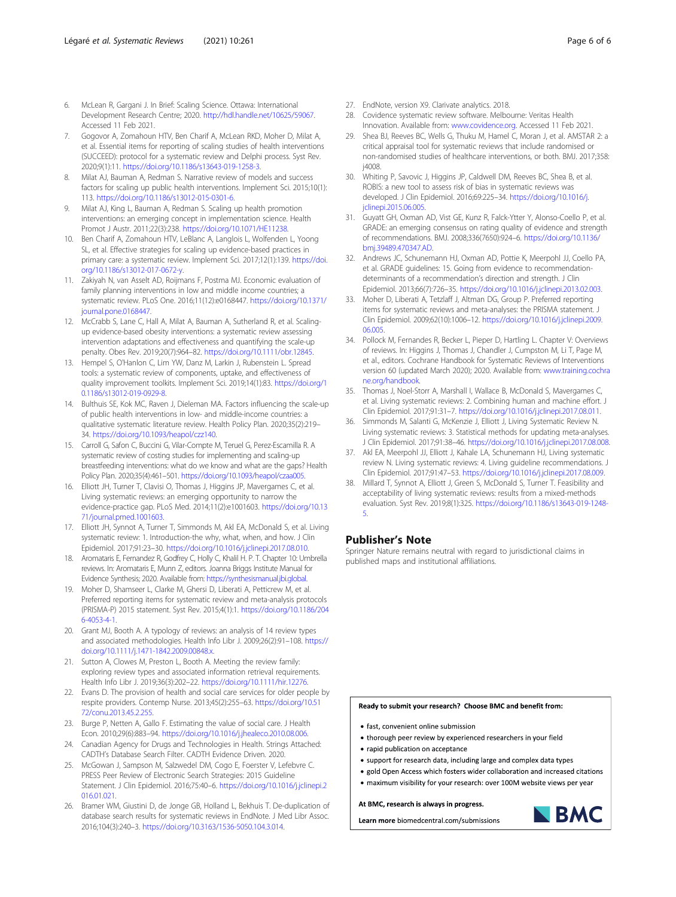6. McLean R, Gargani J. In Brief: Scaling Science. Ottawa: International Development Research Centre; 2020. http://hdl.handle.net/10625/59067. Accessed 11 Feb 2021.
7. Gogovor A, Zomahoun HTV, Ben Charif A, McLean RKD, Moher D, Milat A, et al. Essential items for reporting of scaling studies of health interventions (SUCCEED): protocol for a systematic review and Delphi process. Syst Rev. 2020;9(1):11. https://doi.org/10.1186/s13643-019-1258-3.
8. Milat AJ, Bauman A, Redman S. Narrative review of models and success factors for scaling up public health interventions. Implement Sci. 2015;10(1): 113. https://doi.org/10.1186/s13012-015-0301-6.
9. Milat AJ, King L, Bauman A, Redman S. Scaling up health promotion interventions: an emerging concept in implementation science. Health Promot J Austr. 2011;22(3):238. https://doi.org/10.1071/HE11238.
10. Ben Charif A, Zomahoun HTV, LeBlanc A, Langlois L, Wolfenden L, Yoong SL, et al. Effective strategies for scaling up evidence-based practices in primary care: a systematic review. Implement Sci. 2017;12(1):139. https://doi.org/10.1186/s13012-017-0672-y.
11. Zakiyah N, van Asselt AD, Roijmans F, Postma MJ. Economic evaluation of family planning interventions in low and middle income countries; a systematic review. PLoS One. 2016;11(12):e0168447. https://doi.org/10.1371/journal.pone.0168447.
12. McCrabb S, Lane C, Hall A, Milat A, Bauman A, Sutherland R, et al. Scaling-up evidence-based obesity interventions: a systematic review assessing intervention adaptations and effectiveness and quantifying the scale-up penalty. Obes Rev. 2019;20(7):964–82. https://doi.org/10.1111/obr.12845.
13. Hempel S, O'Hanlon C, Lim YW, Danz M, Larkin J, Rubenstein L. Spread tools: a systematic review of components, uptake, and effectiveness of quality improvement toolkits. Implement Sci. 2019;14(1):83. https://doi.org/10.1186/s13012-019-0929-8.
14. Bulthuis SE, Kok MC, Raven J, Dieleman MA. Factors influencing the scale-up of public health interventions in low- and middle-income countries: a qualitative systematic literature review. Health Policy Plan. 2020;35(2):219–34. https://doi.org/10.1093/heapol/czz140.
15. Carroll G, Safon C, Buccini G, Vilar-Compte M, Teruel G, Perez-Escamilla R. A systematic review of costing studies for implementing and scaling-up breastfeeding interventions: what do we know and what are the gaps? Health Policy Plan. 2020;35(4):461–501. https://doi.org/10.1093/heapol/czaa005.
16. Elliott JH, Turner T, Clavisi O, Thomas J, Higgins JP, Mavergames C, et al. Living systematic reviews: an emerging opportunity to narrow the evidence-practice gap. PLoS Med. 2014;11(2):e1001603. https://doi.org/10.1371/journal.pmed.1001603.
17. Elliott JH, Synnot A, Turner T, Simmonds M, Akl EA, McDonald S, et al. Living systematic review: 1. Introduction-the why, what, when, and how. J Clin Epidemiol. 2017;91:23–30. https://doi.org/10.1016/j.jclinepi.2017.08.010.
18. Aromataris E, Fernandez R, Godfrey C, Holly C, Khalil H. P. T. Chapter 10: Umbrella reviews. In: Aromataris E, Munn Z, editors. Joanna Briggs Institute Manual for Evidence Synthesis; 2020. Available from: https://synthesismanual.jbi.global.
19. Moher D, Shamseer L, Clarke M, Ghersi D, Liberati A, Petticrew M, et al. Preferred reporting items for systematic review and meta-analysis protocols (PRISMA-P) 2015 statement. Syst Rev. 2015;4(1):1. https://doi.org/10.1186/2046-4053-4-1.
20. Grant MJ, Booth A. A typology of reviews: an analysis of 14 review types and associated methodologies. Health Info Libr J. 2009;26(2):91–108. https://doi.org/10.1111/j.1471-1842.2009.00848.x.
21. Sutton A, Clowes M, Preston L, Booth A. Meeting the review family: exploring review types and associated information retrieval requirements. Health Info Libr J. 2019;36(3):202–22. https://doi.org/10.1111/hir.12276.
22. Evans D. The provision of health and social care services for older people by respite providers. Contemp Nurse. 2013;45(2):255–63. https://doi.org/10.5172/conu.2013.45.2.255.
23. Burge P, Netten A, Gallo F. Estimating the value of social care. J Health Econ. 2010;29(6):883–94. https://doi.org/10.1016/j.jhealeco.2010.08.006.
24. Canadian Agency for Drugs and Technologies in Health. Strings Attached: CADTH's Database Search Filter. CADTH Evidence Driven. 2020.
25. McGowan J, Sampson M, Salzwedel DM, Cogo E, Foerster V, Lefebvre C. PRESS Peer Review of Electronic Search Strategies: 2015 Guideline Statement. J Clin Epidemiol. 2016;75:40–6. https://doi.org/10.1016/j.jclinepi.2016.01.021.
26. Bramer WM, Giustini D, de Jonge GB, Holland L, Bekhuis T. De-duplication of database search results for systematic reviews in EndNote. J Med Libr Assoc. 2016;104(3):240–3. https://doi.org/10.3163/1536-5050.104.3.014.
27. EndNote, version X9. Clarivate analytics. 2018.
28. Covidence systematic review software. Melbourne: Veritas Health Innovation. Available from: www.covidence.org. Accessed 11 Feb 2021.
29. Shea BJ, Reeves BC, Wells G, Thuku M, Hamel C, Moran J, et al. AMSTAR 2: a critical appraisal tool for systematic reviews that include randomised or non-randomised studies of healthcare interventions, or both. BMJ. 2017;358: j4008.
30. Whiting P, Savovic J, Higgins JP, Caldwell DM, Reeves BC, Shea B, et al. ROBIS: a new tool to assess risk of bias in systematic reviews was developed. J Clin Epidemiol. 2016;69:225–34. https://doi.org/10.1016/j.jclinepi.2015.06.005.
31. Guyatt GH, Oxman AD, Vist GE, Kunz R, Falck-Ytter Y, Alonso-Coello P, et al. GRADE: an emerging consensus on rating quality of evidence and strength of recommendations. BMJ. 2008;336(7650):924–6. https://doi.org/10.1136/bmj.39489.470347.AD.
32. Andrews JC, Schunemann HJ, Oxman AD, Pottie K, Meerpohl JJ, Coello PA, et al. GRADE guidelines: 15. Going from evidence to recommendation-determinants of a recommendation's direction and strength. J Clin Epidemiol. 2013;66(7):726–35. https://doi.org/10.1016/j.jclinepi.2013.02.003.
33. Moher D, Liberati A, Tetzlaff J, Altman DG, Group P. Preferred reporting items for systematic reviews and meta-analyses: the PRISMA statement. J Clin Epidemiol. 2009;62(10):1006–12. https://doi.org/10.1016/j.jclinepi.2009.06.005.
34. Pollock M, Fernandes R, Becker L, Pieper D, Hartling L. Chapter V: Overviews of reviews. In: Higgins J, Thomas J, Chandler J, Cumpston M, Li T, Page M, et al., editors. Cochrane Handbook for Systematic Reviews of Interventions version 60 (updated March 2020); 2020. Available from: www.training.cochrane.org/handbook.
35. Thomas J, Noel-Storr A, Marshall I, Wallace B, McDonald S, Mavergames C, et al. Living systematic reviews: 2. Combining human and machine effort. J Clin Epidemiol. 2017;91:31–7. https://doi.org/10.1016/j.jclinepi.2017.08.011.
36. Simmonds M, Salanti G, McKenzie J, Elliott J, Living Systematic Review N. Living systematic reviews: 3. Statistical methods for updating meta-analyses. J Clin Epidemiol. 2017;91:38–46. https://doi.org/10.1016/j.jclinepi.2017.08.008.
37. Akl EA, Meerpohl JJ, Elliott J, Kahale LA, Schunemann HJ, Living systematic review N. Living systematic reviews: 4. Living guideline recommendations. J Clin Epidemiol. 2017;91:47–53. https://doi.org/10.1016/j.jclinepi.2017.08.009.
38. Millard T, Synnot A, Elliott J, Green S, McDonald S, Turner T. Feasibility and acceptability of living systematic reviews: results from a mixed-methods evaluation. Syst Rev. 2019;8(1):325. https://doi.org/10.1186/s13643-019-1248-5.

## Publisher's Note

Springer Nature remains neutral with regard to jurisdictional claims in published maps and institutional affiliations.

**Ready to submit your research? Choose BMC and benefit from:**

- fast, convenient online submission
- thorough peer review by experienced researchers in your field
- rapid publication on acceptance
- support for research data, including large and complex data types
- gold Open Access which fosters wider collaboration and increased citations
- maximum visibility for your research: over 100M website views per year

**At BMC, research is always in progress.**

**Learn more** biomedcentral.com/submissions

BMC